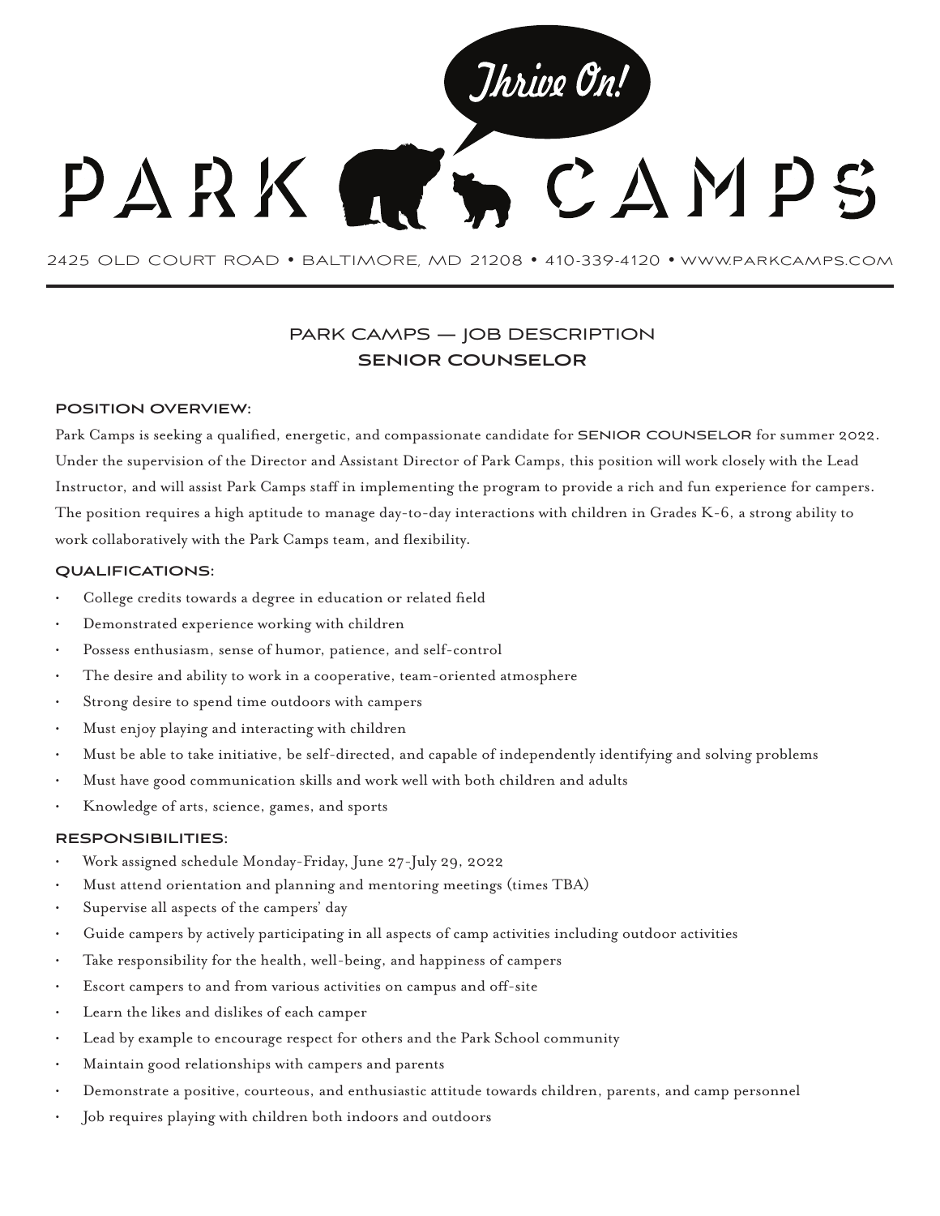# PARK CAMPS

Thrive On!

2425 OLD COURT ROAD • BALTIMORE, MD 21208 • 410-339-4120 • WWW.PARKCAMPS.COM

## PARK CAMPS — JOB DESCRIPTION
## SENIOR COUNSELOR

### POSITION OVERVIEW:

Park Camps is seeking a qualified, energetic, and compassionate candidate for **SENIOR COUNSELOR** for summer 2022. Under the supervision of the Director and Assistant Director of Park Camps, this position will work closely with the Lead Instructor, and will assist Park Camps staff in implementing the program to provide a rich and fun experience for campers. The position requires a high aptitude to manage day-to-day interactions with children in Grades K-6, a strong ability to work collaboratively with the Park Camps team, and flexibility.

### QUALIFICATIONS:

- College credits towards a degree in education or related field
- Demonstrated experience working with children
- Possess enthusiasm, sense of humor, patience, and self-control
- The desire and ability to work in a cooperative, team-oriented atmosphere
- Strong desire to spend time outdoors with campers
- Must enjoy playing and interacting with children
- Must be able to take initiative, be self-directed, and capable of independently identifying and solving problems
- Must have good communication skills and work well with both children and adults
- Knowledge of arts, science, games, and sports

### RESPONSIBILITIES:

- Work assigned schedule Monday-Friday, June 27-July 29, 2022
- Must attend orientation and planning and mentoring meetings (times TBA)
- Supervise all aspects of the campers' day
- Guide campers by actively participating in all aspects of camp activities including outdoor activities
- Take responsibility for the health, well-being, and happiness of campers
- Escort campers to and from various activities on campus and off-site
- Learn the likes and dislikes of each camper
- Lead by example to encourage respect for others and the Park School community
- Maintain good relationships with campers and parents
- Demonstrate a positive, courteous, and enthusiastic attitude towards children, parents, and camp personnel
- Job requires playing with children both indoors and outdoors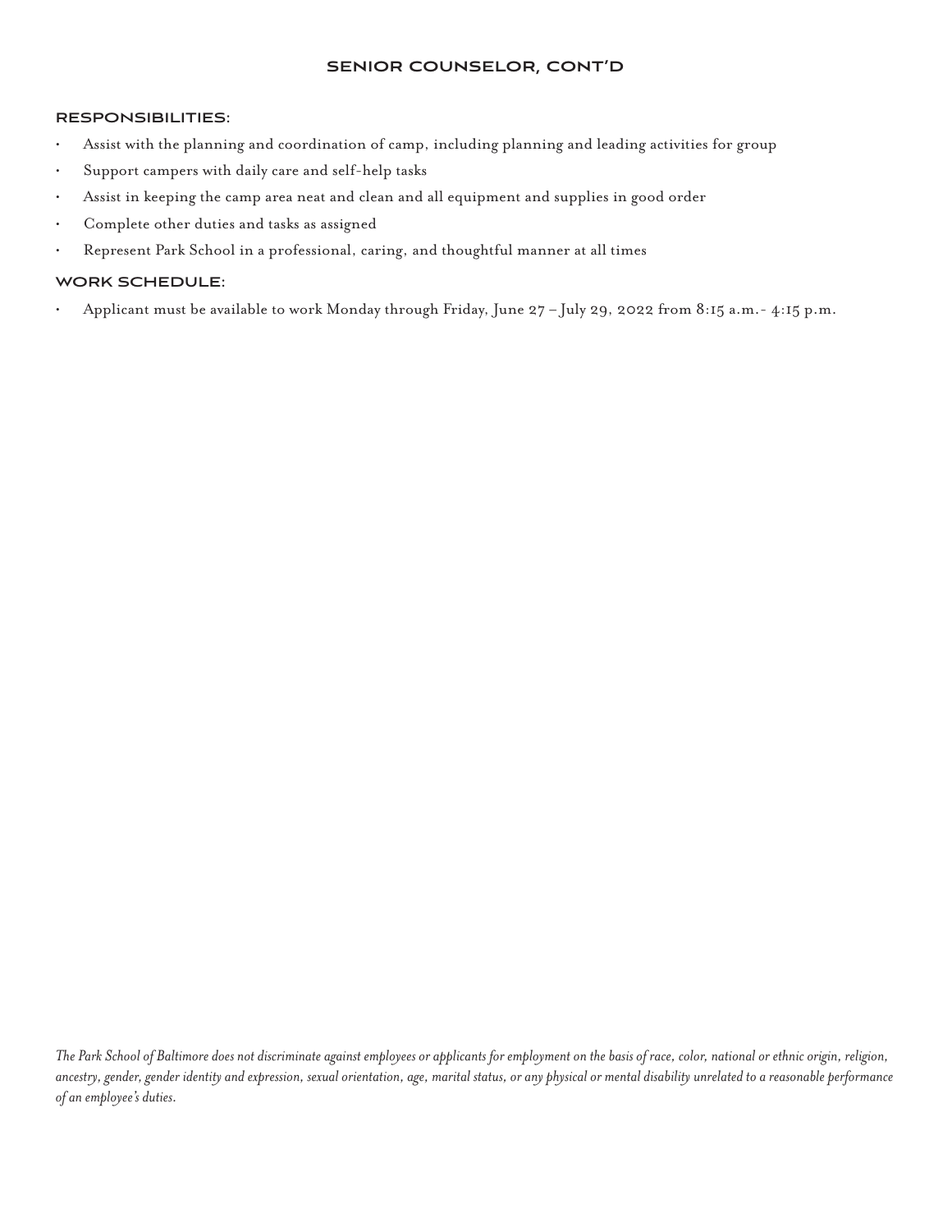## SENIOR COUNSELOR, CONT'D

### RESPONSIBILITIES:

- Assist with the planning and coordination of camp, including planning and leading activities for group
- Support campers with daily care and self-help tasks
- Assist in keeping the camp area neat and clean and all equipment and supplies in good order
- Complete other duties and tasks as assigned
- Represent Park School in a professional, caring, and thoughtful manner at all times

### WORK SCHEDULE:

- Applicant must be available to work Monday through Friday, June 27 – July 29, 2022 from 8:15 a.m.- 4:15 p.m.

*The Park School of Baltimore does not discriminate against employees or applicants for employment on the basis of race, color, national or ethnic origin, religion, ancestry, gender, gender identity and expression, sexual orientation, age, marital status, or any physical or mental disability unrelated to a reasonable performance of an employee's duties.*